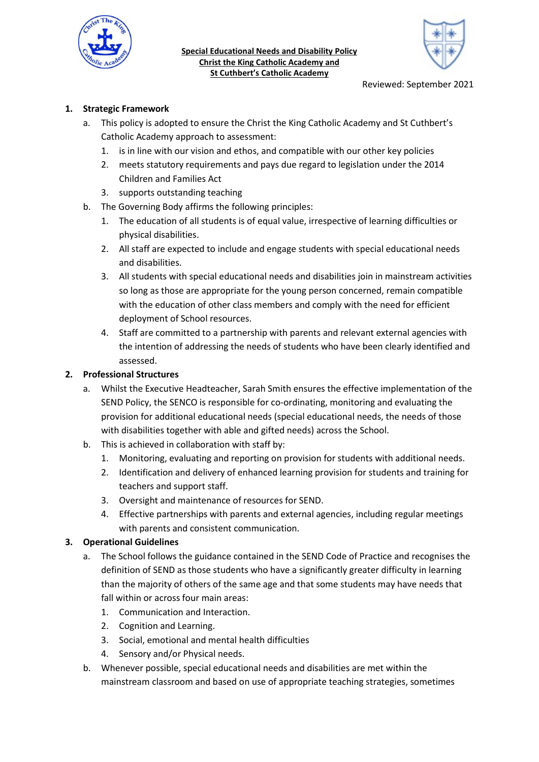**Special Educational Needs and Disability Policy**
**Christ the King Catholic Academy and**
**St Cuthbert's Catholic Academy**

Reviewed: September 2021

1. **Strategic Framework**
   a. This policy is adopted to ensure the Christ the King Catholic Academy and St Cuthbert's Catholic Academy approach to assessment:
      1. is in line with our vision and ethos, and compatible with our other key policies
      2. meets statutory requirements and pays due regard to legislation under the 2014 Children and Families Act
      3. supports outstanding teaching

   b. The Governing Body affirms the following principles:
      1. The education of all students is of equal value, irrespective of learning difficulties or physical disabilities.
      2. All staff are expected to include and engage students with special educational needs and disabilities.
      3. All students with special educational needs and disabilities join in mainstream activities so long as those are appropriate for the young person concerned, remain compatible with the education of other class members and comply with the need for efficient deployment of School resources.
      4. Staff are committed to a partnership with parents and relevant external agencies with the intention of addressing the needs of students who have been clearly identified and assessed.

2. **Professional Structures**
   a. Whilst the Executive Headteacher, Sarah Smith ensures the effective implementation of the SEND Policy, the SENCO is responsible for co-ordinating, monitoring and evaluating the provision for additional educational needs (special educational needs, the needs of those with disabilities together with able and gifted needs) across the School.

   b. This is achieved in collaboration with staff by:
      1. Monitoring, evaluating and reporting on provision for students with additional needs.
      2. Identification and delivery of enhanced learning provision for students and training for teachers and support staff.
      3. Oversight and maintenance of resources for SEND.
      4. Effective partnerships with parents and external agencies, including regular meetings with parents and consistent communication.

3. **Operational Guidelines**
   a. The School follows the guidance contained in the SEND Code of Practice and recognises the definition of SEND as those students who have a significantly greater difficulty in learning than the majority of others of the same age and that some students may have needs that fall within or across four main areas:
      1. Communication and Interaction.
      2. Cognition and Learning.
      3. Social, emotional and mental health difficulties
      4. Sensory and/or Physical needs.

   b. Whenever possible, special educational needs and disabilities are met within the mainstream classroom and based on use of appropriate teaching strategies, sometimes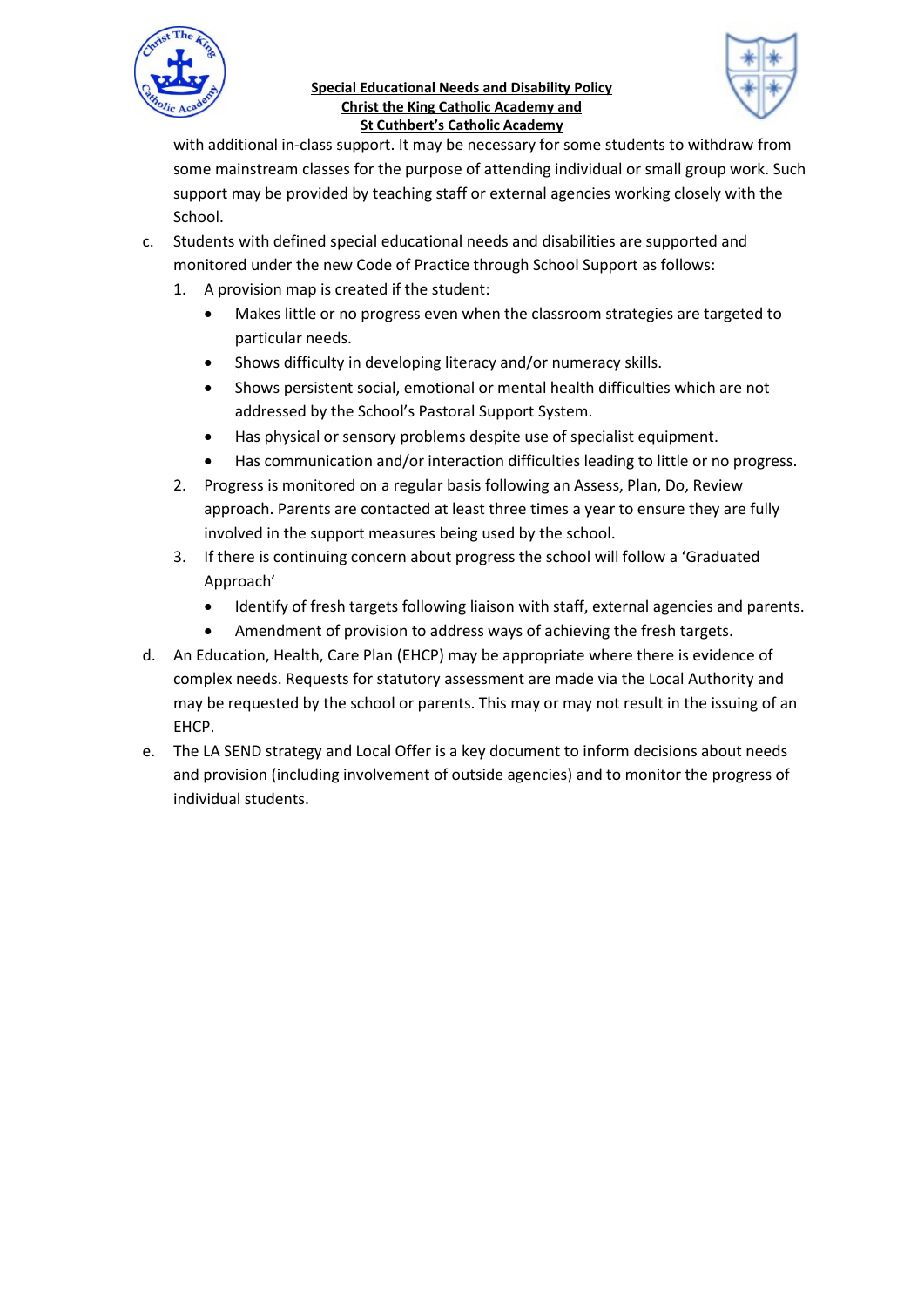with additional in-class support. It may be necessary for some students to withdraw from some mainstream classes for the purpose of attending individual or small group work. Such support may be provided by teaching staff or external agencies working closely with the School.

c. Students with defined special educational needs and disabilities are supported and monitored under the new Code of Practice through School Support as follows:
   1. A provision map is created if the student:
      - Makes little or no progress even when the classroom strategies are targeted to particular needs.
      - Shows difficulty in developing literacy and/or numeracy skills.
      - Shows persistent social, emotional or mental health difficulties which are not addressed by the School's Pastoral Support System.
      - Has physical or sensory problems despite use of specialist equipment.
      - Has communication and/or interaction difficulties leading to little or no progress.
   2. Progress is monitored on a regular basis following an Assess, Plan, Do, Review approach. Parents are contacted at least three times a year to ensure they are fully involved in the support measures being used by the school.
   3. If there is continuing concern about progress the school will follow a 'Graduated Approach'
      - Identify of fresh targets following liaison with staff, external agencies and parents.
      - Amendment of provision to address ways of achieving the fresh targets.

d. An Education, Health, Care Plan (EHCP) may be appropriate where there is evidence of complex needs. Requests for statutory assessment are made via the Local Authority and may be requested by the school or parents. This may or may not result in the issuing of an EHCP.

e. The LA SEND strategy and Local Offer is a key document to inform decisions about needs and provision (including involvement of outside agencies) and to monitor the progress of individual students.